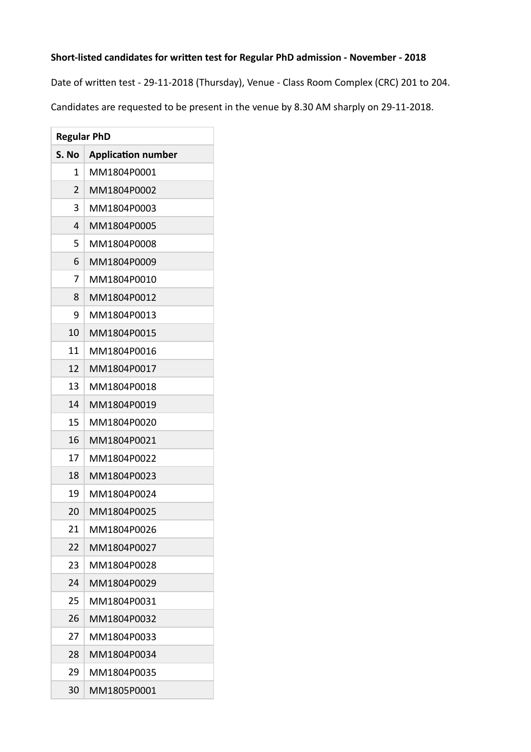**Short-listed candidates for written test for Regular PhD admission - November - 2018**

Date of written test - 29-11-2018 (Thursday), Venue - Class Room Complex (CRC) 201 to 204.

Candidates are requested to be present in the venue by 8.30 AM sharply on 29-11-2018.

| Regular PhD | |
|---|---|
| **S. No** | **Application number** |
| 1 | MM1804P0001 |
| 2 | MM1804P0002 |
| 3 | MM1804P0003 |
| 4 | MM1804P0005 |
| 5 | MM1804P0008 |
| 6 | MM1804P0009 |
| 7 | MM1804P0010 |
| 8 | MM1804P0012 |
| 9 | MM1804P0013 |
| 10 | MM1804P0015 |
| 11 | MM1804P0016 |
| 12 | MM1804P0017 |
| 13 | MM1804P0018 |
| 14 | MM1804P0019 |
| 15 | MM1804P0020 |
| 16 | MM1804P0021 |
| 17 | MM1804P0022 |
| 18 | MM1804P0023 |
| 19 | MM1804P0024 |
| 20 | MM1804P0025 |
| 21 | MM1804P0026 |
| 22 | MM1804P0027 |
| 23 | MM1804P0028 |
| 24 | MM1804P0029 |
| 25 | MM1804P0031 |
| 26 | MM1804P0032 |
| 27 | MM1804P0033 |
| 28 | MM1804P0034 |
| 29 | MM1804P0035 |
| 30 | MM1805P0001 |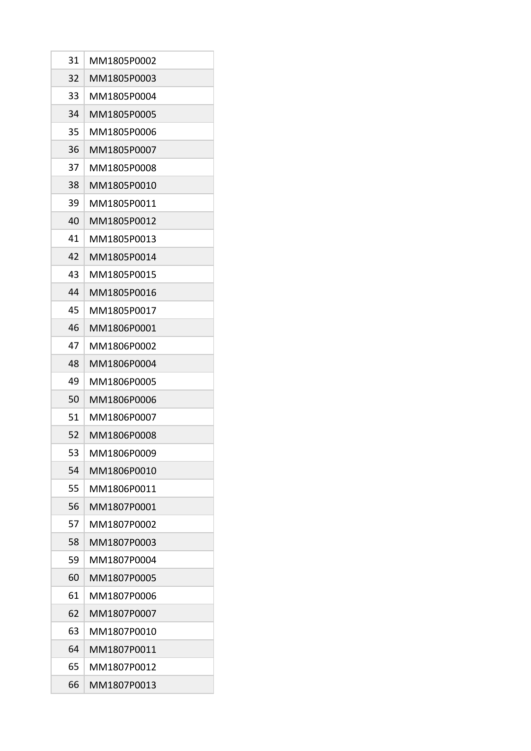| | |
|---|---|
| 31 | MM1805P0002 |
| 32 | MM1805P0003 |
| 33 | MM1805P0004 |
| 34 | MM1805P0005 |
| 35 | MM1805P0006 |
| 36 | MM1805P0007 |
| 37 | MM1805P0008 |
| 38 | MM1805P0010 |
| 39 | MM1805P0011 |
| 40 | MM1805P0012 |
| 41 | MM1805P0013 |
| 42 | MM1805P0014 |
| 43 | MM1805P0015 |
| 44 | MM1805P0016 |
| 45 | MM1805P0017 |
| 46 | MM1806P0001 |
| 47 | MM1806P0002 |
| 48 | MM1806P0004 |
| 49 | MM1806P0005 |
| 50 | MM1806P0006 |
| 51 | MM1806P0007 |
| 52 | MM1806P0008 |
| 53 | MM1806P0009 |
| 54 | MM1806P0010 |
| 55 | MM1806P0011 |
| 56 | MM1807P0001 |
| 57 | MM1807P0002 |
| 58 | MM1807P0003 |
| 59 | MM1807P0004 |
| 60 | MM1807P0005 |
| 61 | MM1807P0006 |
| 62 | MM1807P0007 |
| 63 | MM1807P0010 |
| 64 | MM1807P0011 |
| 65 | MM1807P0012 |
| 66 | MM1807P0013 |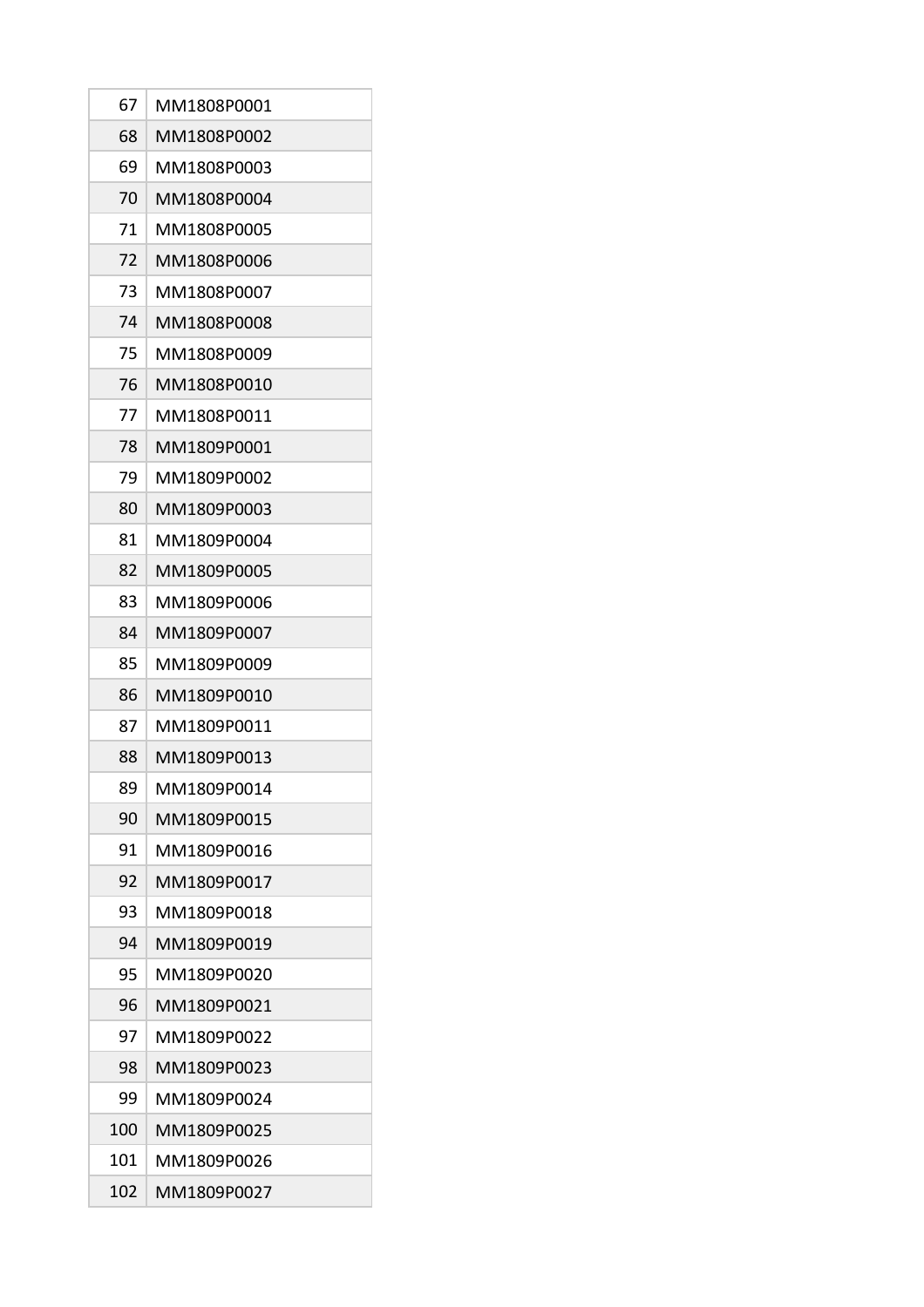| | |
|---|---|
| 67 | MM1808P0001 |
| 68 | MM1808P0002 |
| 69 | MM1808P0003 |
| 70 | MM1808P0004 |
| 71 | MM1808P0005 |
| 72 | MM1808P0006 |
| 73 | MM1808P0007 |
| 74 | MM1808P0008 |
| 75 | MM1808P0009 |
| 76 | MM1808P0010 |
| 77 | MM1808P0011 |
| 78 | MM1809P0001 |
| 79 | MM1809P0002 |
| 80 | MM1809P0003 |
| 81 | MM1809P0004 |
| 82 | MM1809P0005 |
| 83 | MM1809P0006 |
| 84 | MM1809P0007 |
| 85 | MM1809P0009 |
| 86 | MM1809P0010 |
| 87 | MM1809P0011 |
| 88 | MM1809P0013 |
| 89 | MM1809P0014 |
| 90 | MM1809P0015 |
| 91 | MM1809P0016 |
| 92 | MM1809P0017 |
| 93 | MM1809P0018 |
| 94 | MM1809P0019 |
| 95 | MM1809P0020 |
| 96 | MM1809P0021 |
| 97 | MM1809P0022 |
| 98 | MM1809P0023 |
| 99 | MM1809P0024 |
| 100 | MM1809P0025 |
| 101 | MM1809P0026 |
| 102 | MM1809P0027 |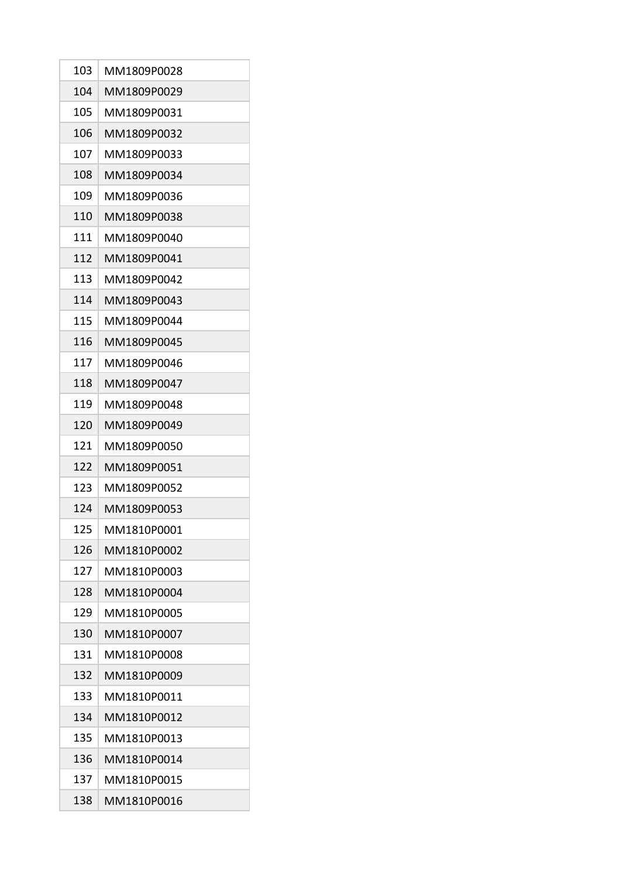| | |
|---|---|
| 103 | MM1809P0028 |
| 104 | MM1809P0029 |
| 105 | MM1809P0031 |
| 106 | MM1809P0032 |
| 107 | MM1809P0033 |
| 108 | MM1809P0034 |
| 109 | MM1809P0036 |
| 110 | MM1809P0038 |
| 111 | MM1809P0040 |
| 112 | MM1809P0041 |
| 113 | MM1809P0042 |
| 114 | MM1809P0043 |
| 115 | MM1809P0044 |
| 116 | MM1809P0045 |
| 117 | MM1809P0046 |
| 118 | MM1809P0047 |
| 119 | MM1809P0048 |
| 120 | MM1809P0049 |
| 121 | MM1809P0050 |
| 122 | MM1809P0051 |
| 123 | MM1809P0052 |
| 124 | MM1809P0053 |
| 125 | MM1810P0001 |
| 126 | MM1810P0002 |
| 127 | MM1810P0003 |
| 128 | MM1810P0004 |
| 129 | MM1810P0005 |
| 130 | MM1810P0007 |
| 131 | MM1810P0008 |
| 132 | MM1810P0009 |
| 133 | MM1810P0011 |
| 134 | MM1810P0012 |
| 135 | MM1810P0013 |
| 136 | MM1810P0014 |
| 137 | MM1810P0015 |
| 138 | MM1810P0016 |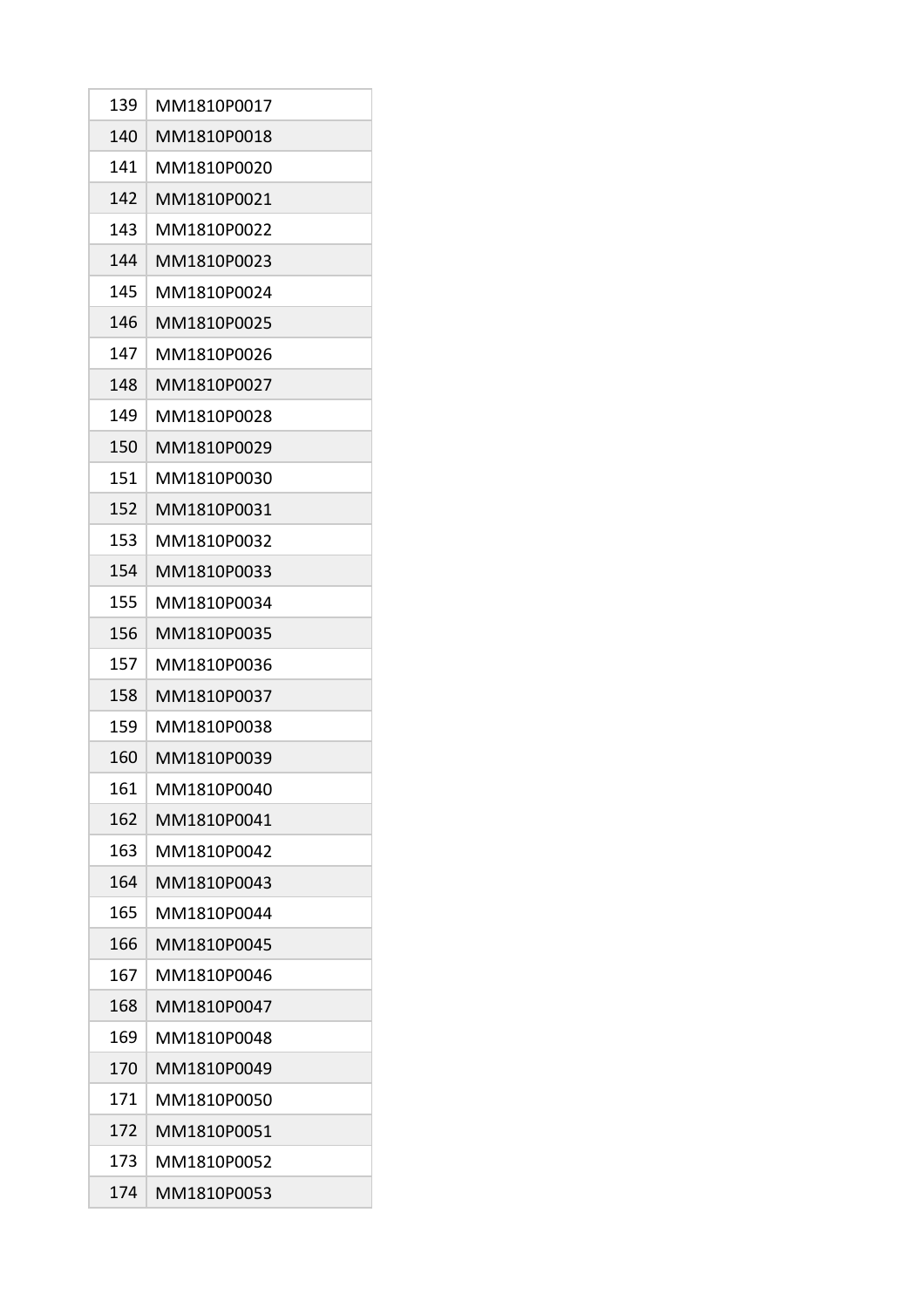| | |
|---|---|
| 139 | MM1810P0017 |
| 140 | MM1810P0018 |
| 141 | MM1810P0020 |
| 142 | MM1810P0021 |
| 143 | MM1810P0022 |
| 144 | MM1810P0023 |
| 145 | MM1810P0024 |
| 146 | MM1810P0025 |
| 147 | MM1810P0026 |
| 148 | MM1810P0027 |
| 149 | MM1810P0028 |
| 150 | MM1810P0029 |
| 151 | MM1810P0030 |
| 152 | MM1810P0031 |
| 153 | MM1810P0032 |
| 154 | MM1810P0033 |
| 155 | MM1810P0034 |
| 156 | MM1810P0035 |
| 157 | MM1810P0036 |
| 158 | MM1810P0037 |
| 159 | MM1810P0038 |
| 160 | MM1810P0039 |
| 161 | MM1810P0040 |
| 162 | MM1810P0041 |
| 163 | MM1810P0042 |
| 164 | MM1810P0043 |
| 165 | MM1810P0044 |
| 166 | MM1810P0045 |
| 167 | MM1810P0046 |
| 168 | MM1810P0047 |
| 169 | MM1810P0048 |
| 170 | MM1810P0049 |
| 171 | MM1810P0050 |
| 172 | MM1810P0051 |
| 173 | MM1810P0052 |
| 174 | MM1810P0053 |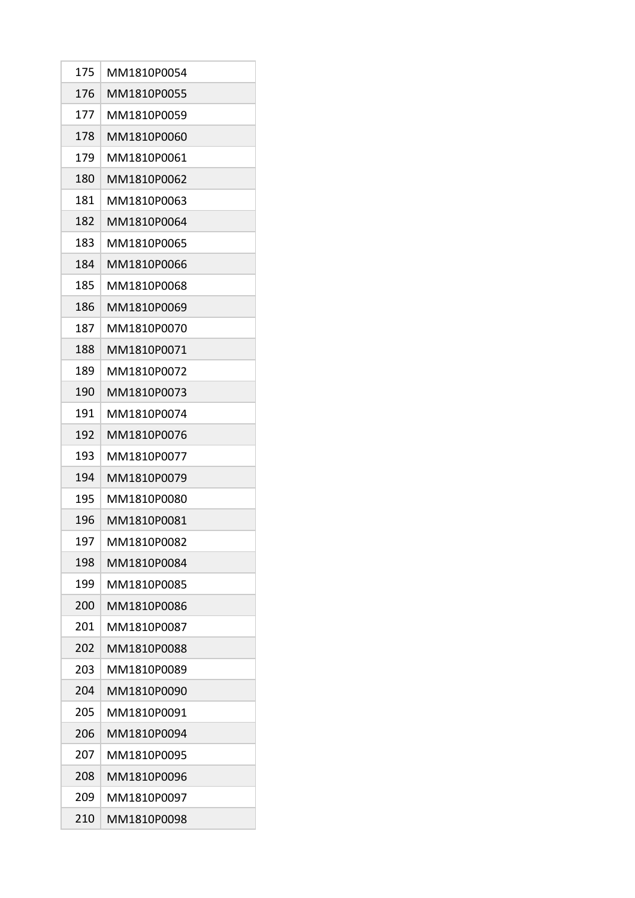| | |
|---|---|
| 175 | MM1810P0054 |
| 176 | MM1810P0055 |
| 177 | MM1810P0059 |
| 178 | MM1810P0060 |
| 179 | MM1810P0061 |
| 180 | MM1810P0062 |
| 181 | MM1810P0063 |
| 182 | MM1810P0064 |
| 183 | MM1810P0065 |
| 184 | MM1810P0066 |
| 185 | MM1810P0068 |
| 186 | MM1810P0069 |
| 187 | MM1810P0070 |
| 188 | MM1810P0071 |
| 189 | MM1810P0072 |
| 190 | MM1810P0073 |
| 191 | MM1810P0074 |
| 192 | MM1810P0076 |
| 193 | MM1810P0077 |
| 194 | MM1810P0079 |
| 195 | MM1810P0080 |
| 196 | MM1810P0081 |
| 197 | MM1810P0082 |
| 198 | MM1810P0084 |
| 199 | MM1810P0085 |
| 200 | MM1810P0086 |
| 201 | MM1810P0087 |
| 202 | MM1810P0088 |
| 203 | MM1810P0089 |
| 204 | MM1810P0090 |
| 205 | MM1810P0091 |
| 206 | MM1810P0094 |
| 207 | MM1810P0095 |
| 208 | MM1810P0096 |
| 209 | MM1810P0097 |
| 210 | MM1810P0098 |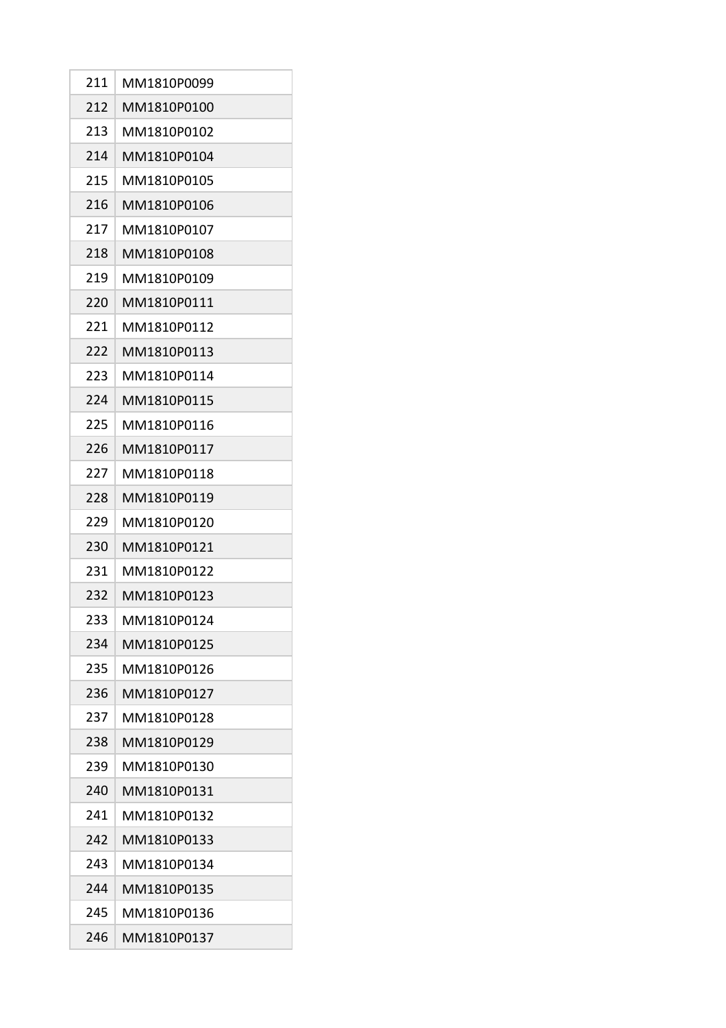| 211 | MM1810P0099 |
|---|---|
| 212 | MM1810P0100 |
| 213 | MM1810P0102 |
| 214 | MM1810P0104 |
| 215 | MM1810P0105 |
| 216 | MM1810P0106 |
| 217 | MM1810P0107 |
| 218 | MM1810P0108 |
| 219 | MM1810P0109 |
| 220 | MM1810P0111 |
| 221 | MM1810P0112 |
| 222 | MM1810P0113 |
| 223 | MM1810P0114 |
| 224 | MM1810P0115 |
| 225 | MM1810P0116 |
| 226 | MM1810P0117 |
| 227 | MM1810P0118 |
| 228 | MM1810P0119 |
| 229 | MM1810P0120 |
| 230 | MM1810P0121 |
| 231 | MM1810P0122 |
| 232 | MM1810P0123 |
| 233 | MM1810P0124 |
| 234 | MM1810P0125 |
| 235 | MM1810P0126 |
| 236 | MM1810P0127 |
| 237 | MM1810P0128 |
| 238 | MM1810P0129 |
| 239 | MM1810P0130 |
| 240 | MM1810P0131 |
| 241 | MM1810P0132 |
| 242 | MM1810P0133 |
| 243 | MM1810P0134 |
| 244 | MM1810P0135 |
| 245 | MM1810P0136 |
| 246 | MM1810P0137 |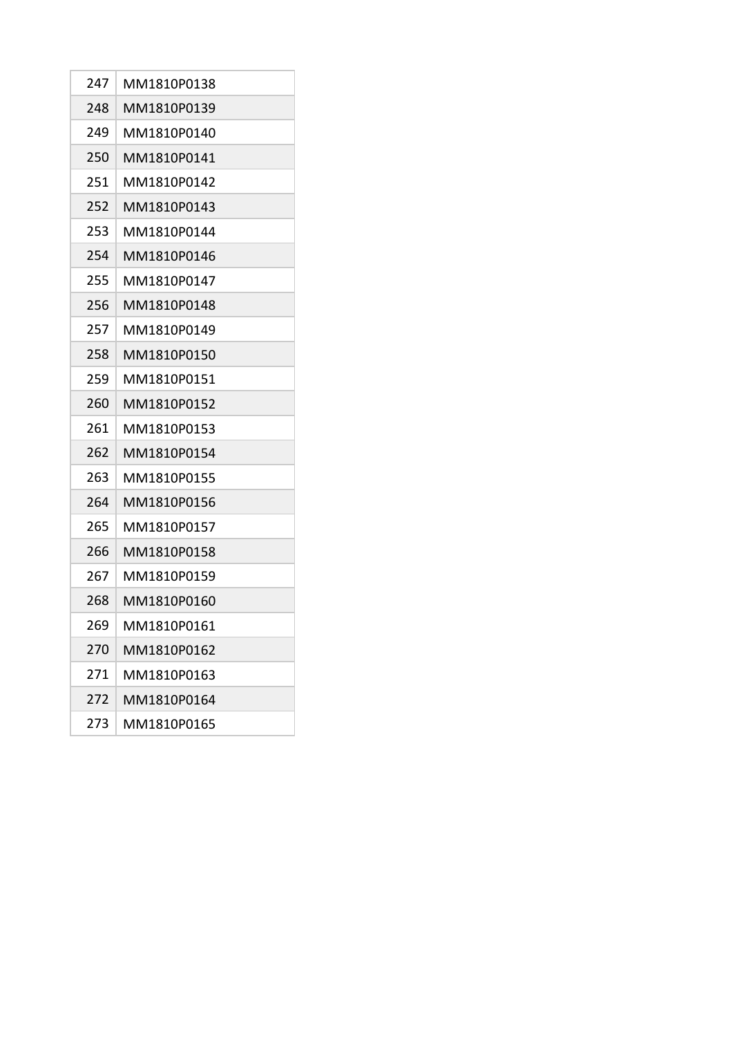| | |
|---|---|
| 247 | MM1810P0138 |
| 248 | MM1810P0139 |
| 249 | MM1810P0140 |
| 250 | MM1810P0141 |
| 251 | MM1810P0142 |
| 252 | MM1810P0143 |
| 253 | MM1810P0144 |
| 254 | MM1810P0146 |
| 255 | MM1810P0147 |
| 256 | MM1810P0148 |
| 257 | MM1810P0149 |
| 258 | MM1810P0150 |
| 259 | MM1810P0151 |
| 260 | MM1810P0152 |
| 261 | MM1810P0153 |
| 262 | MM1810P0154 |
| 263 | MM1810P0155 |
| 264 | MM1810P0156 |
| 265 | MM1810P0157 |
| 266 | MM1810P0158 |
| 267 | MM1810P0159 |
| 268 | MM1810P0160 |
| 269 | MM1810P0161 |
| 270 | MM1810P0162 |
| 271 | MM1810P0163 |
| 272 | MM1810P0164 |
| 273 | MM1810P0165 |